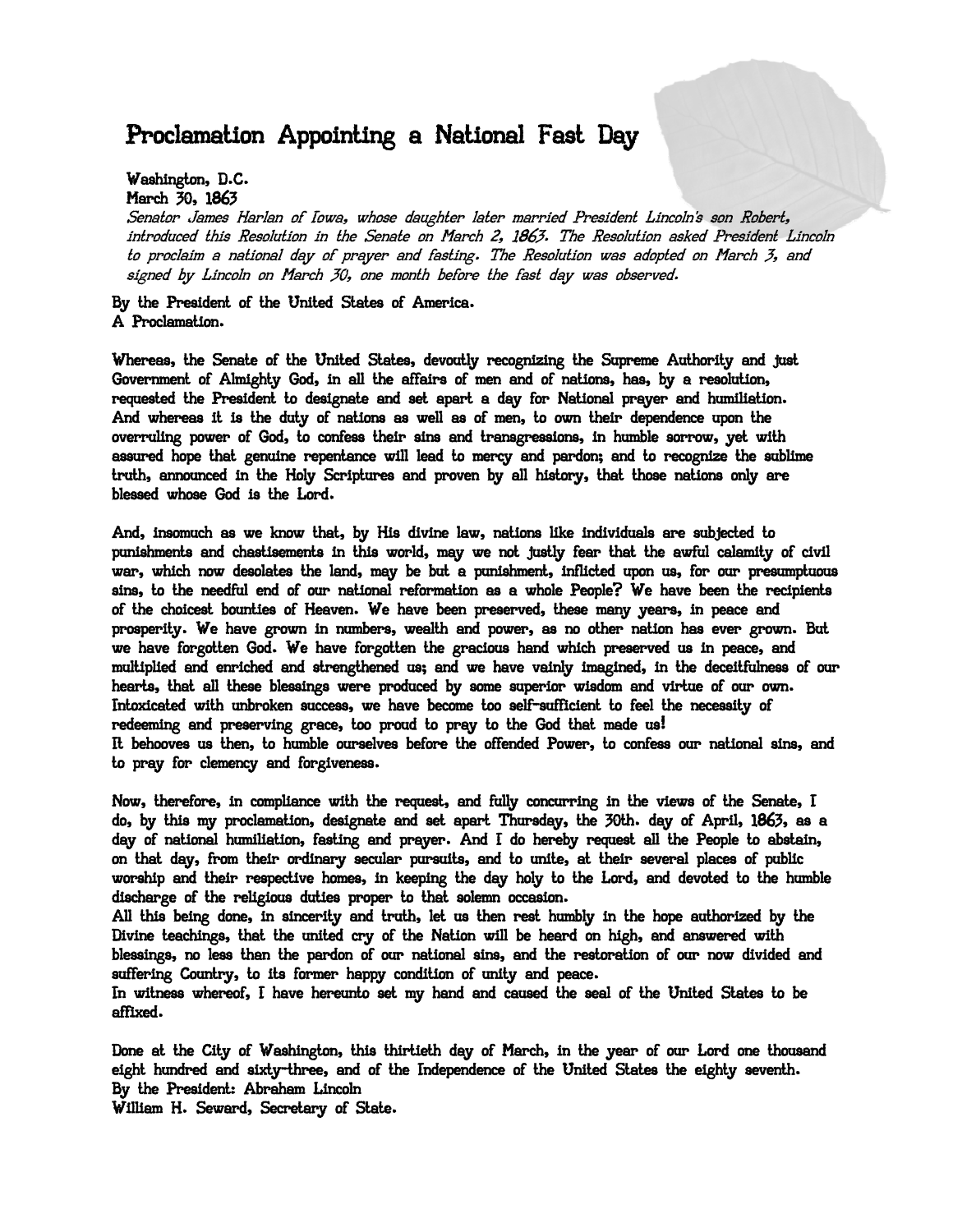# Proclamation Appointing a National Fast Day

Washington, D.C.
March 30, 1863

*Senator James Harlan of Iowa, whose daughter later married President Lincoln's son Robert, introduced this Resolution in the Senate on March 2, 1863. The Resolution asked President Lincoln to proclaim a national day of prayer and fasting. The Resolution was adopted on March 3, and signed by Lincoln on March 30, one month before the fast day was observed.*

By the President of the United States of America.
A Proclamation.

Whereas, the Senate of the United States, devoutly recognizing the Supreme Authority and just Government of Almighty God, in all the affairs of men and of nations, has, by a resolution, requested the President to designate and set apart a day for National prayer and humiliation.
And whereas it is the duty of nations as well as of men, to own their dependence upon the overruling power of God, to confess their sins and transgressions, in humble sorrow, yet with assured hope that genuine repentance will lead to mercy and pardon; and to recognize the sublime truth, announced in the Holy Scriptures and proven by all history, that those nations only are blessed whose God is the Lord.

And, insomuch as we know that, by His divine law, nations like individuals are subjected to punishments and chastisements in this world, may we not justly fear that the awful calamity of civil war, which now desolates the land, may be but a punishment, inflicted upon us, for our presumptuous sins, to the needful end of our national reformation as a whole People? We have been the recipients of the choicest bounties of Heaven. We have been preserved, these many years, in peace and prosperity. We have grown in numbers, wealth and power, as no other nation has ever grown. But we have forgotten God. We have forgotten the gracious hand which preserved us in peace, and multiplied and enriched and strengthened us; and we have vainly imagined, in the deceitfulness of our hearts, that all these blessings were produced by some superior wisdom and virtue of our own. Intoxicated with unbroken success, we have become too self-sufficient to feel the necessity of redeeming and preserving grace, too proud to pray to the God that made us!
It behooves us then, to humble ourselves before the offended Power, to confess our national sins, and to pray for clemency and forgiveness.

Now, therefore, in compliance with the request, and fully concurring in the views of the Senate, I do, by this my proclamation, designate and set apart Thursday, the 30th. day of April, 1863, as a day of national humiliation, fasting and prayer. And I do hereby request all the People to abstain, on that day, from their ordinary secular pursuits, and to unite, at their several places of public worship and their respective homes, in keeping the day holy to the Lord, and devoted to the humble discharge of the religious duties proper to that solemn occasion.
All this being done, in sincerity and truth, let us then rest humbly in the hope authorized by the Divine teachings, that the united cry of the Nation will be heard on high, and answered with blessings, no less than the pardon of our national sins, and the restoration of our now divided and suffering Country, to its former happy condition of unity and peace.
In witness whereof, I have hereunto set my hand and caused the seal of the United States to be affixed.

Done at the City of Washington, this thirtieth day of March, in the year of our Lord one thousand eight hundred and sixty-three, and of the Independence of the United States the eighty seventh.
By the President: Abraham Lincoln
William H. Seward, Secretary of State.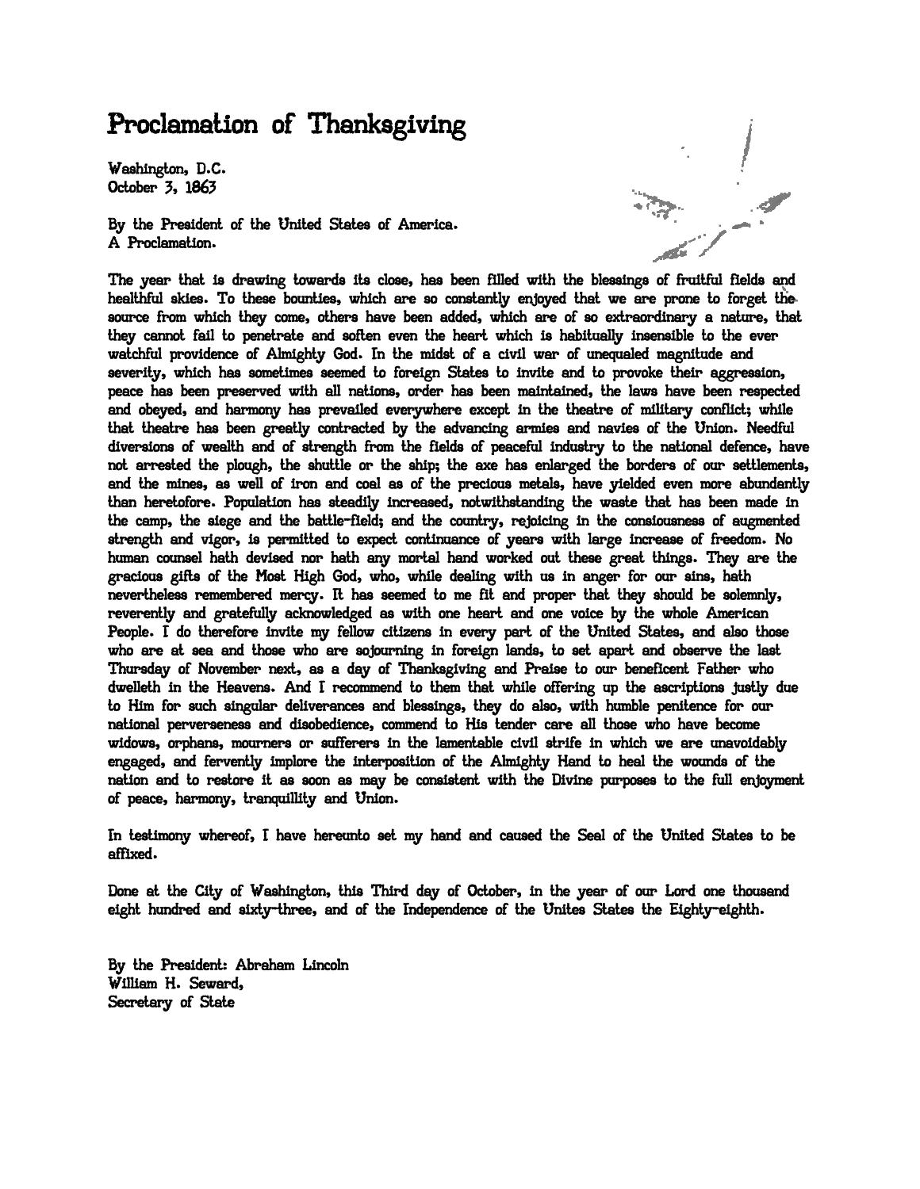# Proclamation of Thanksgiving

Washington, D.C.
October 3, 1863

By the President of the United States of America.
A Proclamation.

The year that is drawing towards its close, has been filled with the blessings of fruitful fields and healthful skies. To these bounties, which are so constantly enjoyed that we are prone to forget the source from which they come, others have been added, which are of so extraordinary a nature, that they cannot fail to penetrate and soften even the heart which is habitually insensible to the ever watchful providence of Almighty God. In the midst of a civil war of unequaled magnitude and severity, which has sometimes seemed to foreign States to invite and to provoke their aggression, peace has been preserved with all nations, order has been maintained, the laws have been respected and obeyed, and harmony has prevailed everywhere except in the theatre of military conflict; while that theatre has been greatly contracted by the advancing armies and navies of the Union. Needful diversions of wealth and of strength from the fields of peaceful industry to the national defence, have not arrested the plough, the shuttle or the ship; the axe has enlarged the borders of our settlements, and the mines, as well of iron and coal as of the precious metals, have yielded even more abundantly than heretofore. Population has steadily increased, notwithstanding the waste that has been made in the camp, the siege and the battle-field; and the country, rejoicing in the consiousness of augmented strength and vigor, is permitted to expect continuance of years with large increase of freedom. No human counsel hath devised nor hath any mortal hand worked out these great things. They are the gracious gifts of the Most High God, who, while dealing with us in anger for our sins, hath nevertheless remembered mercy. It has seemed to me fit and proper that they should be solemnly, reverently and gratefully acknowledged as with one heart and one voice by the whole American People. I do therefore invite my fellow citizens in every part of the United States, and also those who are at sea and those who are sojourning in foreign lands, to set apart and observe the last Thursday of November next, as a day of Thanksgiving and Praise to our beneficent Father who dwelleth in the Heavens. And I recommend to them that while offering up the ascriptions justly due to Him for such singular deliverances and blessings, they do also, with humble penitence for our national perverseness and disobedience, commend to His tender care all those who have become widows, orphans, mourners or sufferers in the lamentable civil strife in which we are unavoidably engaged, and fervently implore the interposition of the Almighty Hand to heal the wounds of the nation and to restore it as soon as may be consistent with the Divine purposes to the full enjoyment of peace, harmony, tranquillity and Union.

In testimony whereof, I have hereunto set my hand and caused the Seal of the United States to be affixed.

Done at the City of Washington, this Third day of October, in the year of our Lord one thousand eight hundred and sixty-three, and of the Independence of the Unites States the Eighty-eighth.

By the President: Abraham Lincoln
William H. Seward,
Secretary of State